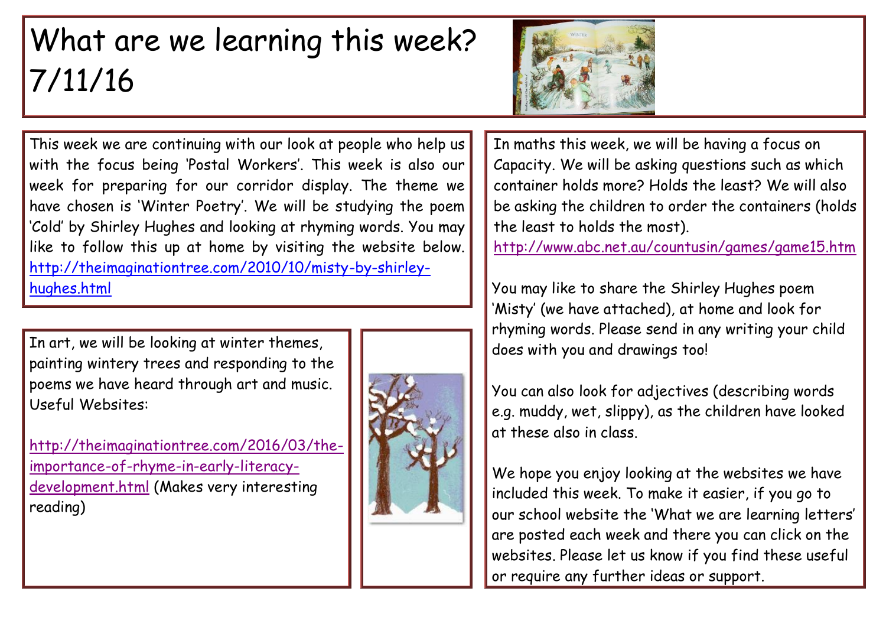# What are we learning this week? 7/11/16

This week we are continuing with our look at people who help us with the focus being 'Postal Workers'. This week is also our week for preparing for our corridor display. The theme we have chosen is 'Winter Poetry'. We will be studying the poem 'Cold' by Shirley Hughes and looking at rhyming words. You may like to follow this up at home by visiting the website below. http://theimaginationtree.com/2010/10/misty-by-shirley-hughes.html

In art, we will be looking at winter themes, painting wintery trees and responding to the poems we have heard through art and music. Useful Websites:

http://theimaginationtree.com/2016/03/the-importance-of-rhyme-in-early-literacy-development.html (Makes very interesting reading)

In maths this week, we will be having a focus on Capacity. We will be asking questions such as which container holds more? Holds the least? We will also be asking the children to order the containers (holds the least to holds the most).
http://www.abc.net.au/countusin/games/game15.htm

You may like to share the Shirley Hughes poem 'Misty' (we have attached), at home and look for rhyming words. Please send in any writing your child does with you and drawings too!

You can also look for adjectives (describing words e.g. muddy, wet, slippy), as the children have looked at these also in class.

We hope you enjoy looking at the websites we have included this week. To make it easier, if you go to our school website the 'What we are learning letters' are posted each week and there you can click on the websites. Please let us know if you find these useful or require any further ideas or support.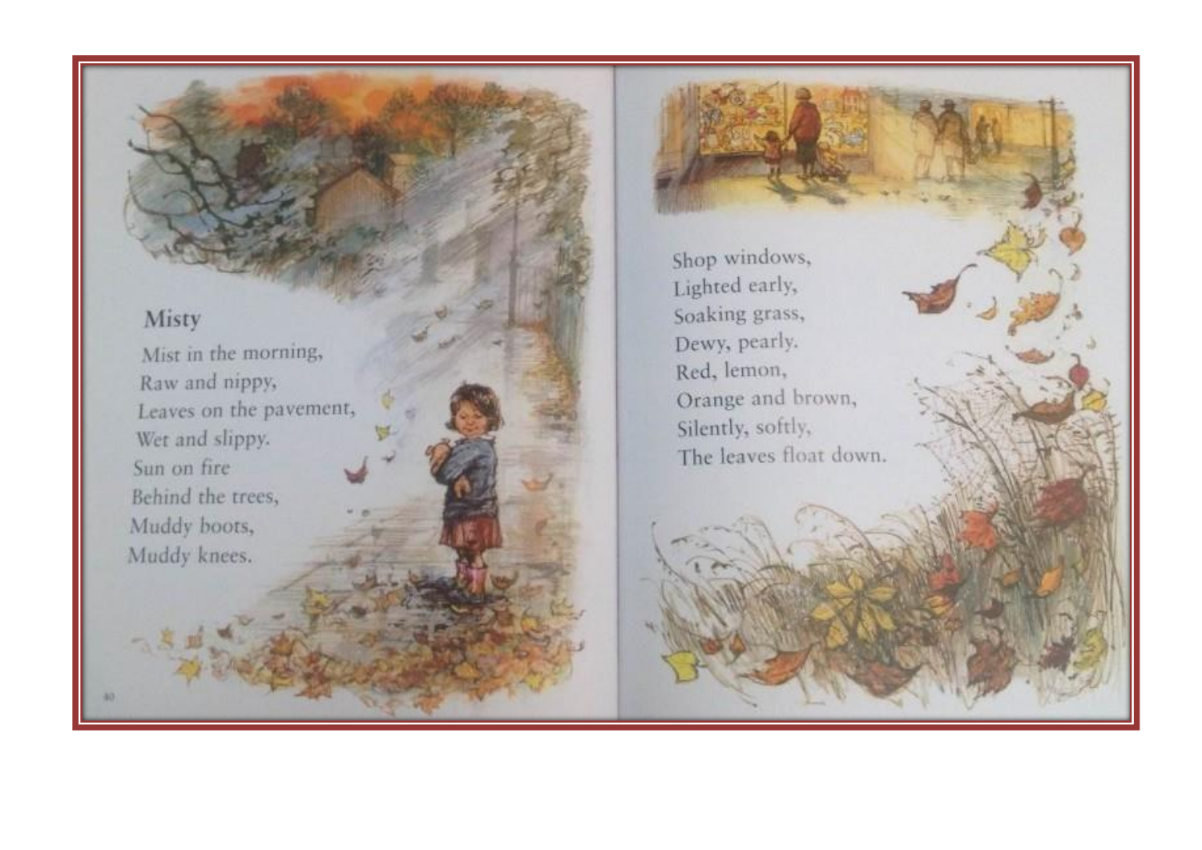## Misty

Mist in the morning,
Raw and nippy,
Leaves on the pavement,
Wet and slippy.
Sun on fire
Behind the trees,
Muddy boots,
Muddy knees.

Shop windows,
Lighted early,
Soaking grass,
Dewy, pearly.
Red, lemon,
Orange and brown,
Silently, softly,
The leaves float down.